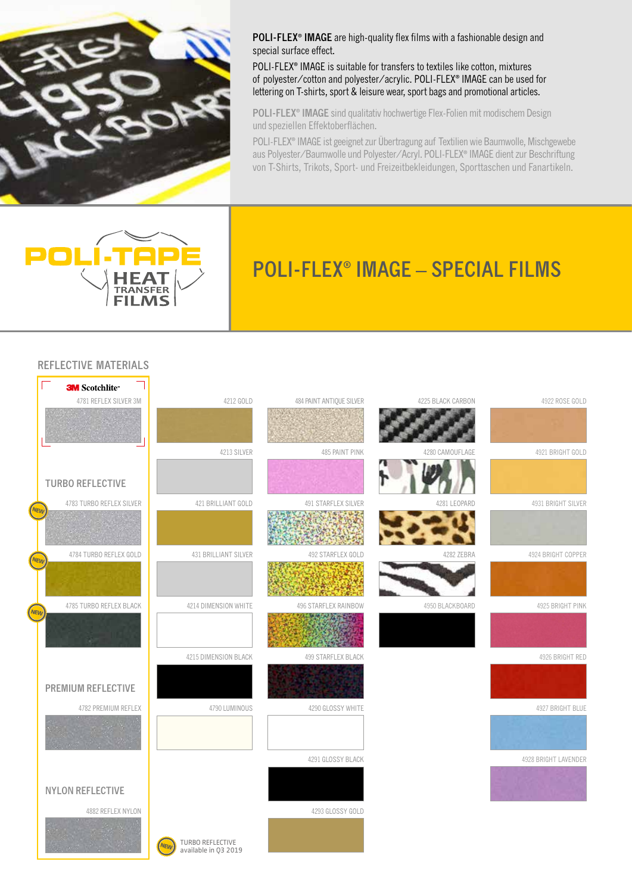**POLI-FLEX® IMAGE** are high-quality flex films with a fashionable design and special surface effect.

POLI-FLEX® IMAGE is suitable for transfers to textiles like cotton, mixtures of polyester/cotton and polyester/acrylic. POLI-FLEX® IMAGE can be used for lettering on T-shirts, sport & leisure wear, sport bags and promotional articles.

**POLI-FLEX® IMAGE** sind qualitativ hochwertige Flex-Folien mit modischem Design und speziellen Effektoberflächen.

POLI-FLEX® IMAGE ist geeignet zur Übertragung auf Textilien wie Baumwolle, Mischgewebe aus Polyester/Baumwolle und Polyester/Acryl. POLI-FLEX® IMAGE dient zur Beschriftung von T-Shirts, Trikots, Sport- und Freizeitbekleidungen, Sporttaschen und Fanartikeln.

POLI-TAPE HEAT TRANSFER FILMS

# POLI-FLEX® IMAGE – SPECIAL FILMS

## REFLECTIVE MATERIALS

3M Scotchlite™

- 4781 REFLEX SILVER 3M

### TURBO REFLECTIVE

- NEW 4783 TURBO REFLEX SILVER
- NEW 4784 TURBO REFLEX GOLD
- NEW 4785 TURBO REFLEX BLACK

### PREMIUM REFLECTIVE

- 4782 PREMIUM REFLEX

### NYLON REFLECTIVE

- 4882 REFLEX NYLON

---

- 4212 GOLD
- 4213 SILVER
- 421 BRILLIANT GOLD
- 431 BRILLIANT SILVER
- 4214 DIMENSION WHITE
- 4215 DIMENSION BLACK
- 4790 LUMINOUS

---

- 484 PAINT ANTIQUE SILVER
- 485 PAINT PINK
- 491 STARFLEX SILVER
- 492 STARFLEX GOLD
- 496 STARFLEX RAINBOW
- 499 STARFLEX BLACK
- 4290 GLOSSY WHITE
- 4291 GLOSSY BLACK
- 4293 GLOSSY GOLD

---

- 4225 BLACK CARBON
- 4280 CAMOUFLAGE
- 4281 LEOPARD
- 4282 ZEBRA
- 4950 BLACKBOARD

---

- 4922 ROSE GOLD
- 4921 BRIGHT GOLD
- 4931 BRIGHT SILVER
- 4924 BRIGHT COPPER
- 4925 BRIGHT PINK
- 4926 BRIGHT RED
- 4927 BRIGHT BLUE
- 4928 BRIGHT LAVENDER

NEW TURBO REFLECTIVE available in Q3 2019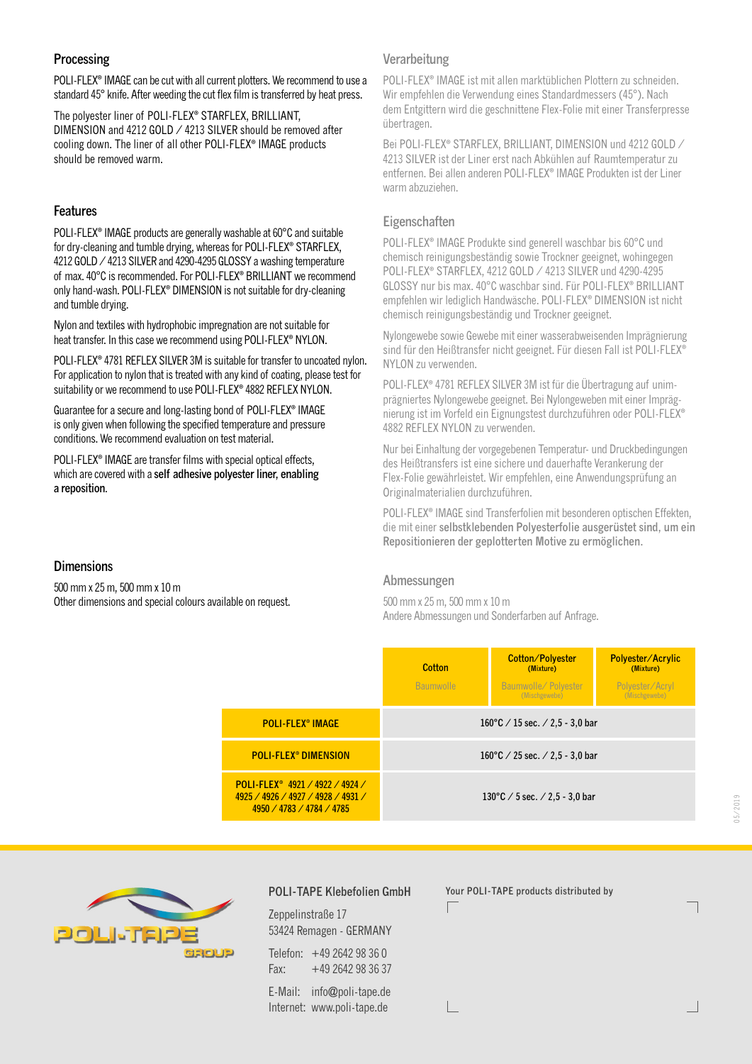## Processing

POLI-FLEX® IMAGE can be cut with all current plotters. We recommend to use a standard 45° knife. After weeding the cut flex film is transferred by heat press.

The polyester liner of POLI-FLEX® STARFLEX, BRILLIANT, DIMENSION and 4212 GOLD / 4213 SILVER should be removed after cooling down. The liner of all other POLI-FLEX® IMAGE products should be removed warm.

## Features

POLI-FLEX® IMAGE products are generally washable at 60°C and suitable for dry-cleaning and tumble drying, whereas for POLI-FLEX® STARFLEX, 4212 GOLD / 4213 SILVER and 4290-4295 GLOSSY a washing temperature of max. 40°C is recommended. For POLI-FLEX® BRILLIANT we recommend only hand-wash. POLI-FLEX® DIMENSION is not suitable for dry-cleaning and tumble drying.

Nylon and textiles with hydrophobic impregnation are not suitable for heat transfer. In this case we recommend using POLI-FLEX® NYLON.

POLI-FLEX® 4781 REFLEX SILVER 3M is suitable for transfer to uncoated nylon. For application to nylon that is treated with any kind of coating, please test for suitability or we recommend to use POLI-FLEX® 4882 REFLEX NYLON.

Guarantee for a secure and long-lasting bond of POLI-FLEX® IMAGE is only given when following the specified temperature and pressure conditions. We recommend evaluation on test material.

POLI-FLEX® IMAGE are transfer films with special optical effects, which are covered with a **self adhesive polyester liner, enabling a reposition.**

## Dimensions

500 mm x 25 m, 500 mm x 10 m
Other dimensions and special colours available on request.

## Verarbeitung

POLI-FLEX® IMAGE ist mit allen marktüblichen Plottern zu schneiden. Wir empfehlen die Verwendung eines Standardmessers (45°). Nach dem Entgittern wird die geschnittene Flex-Folie mit einer Transferpresse übertragen.

Bei POLI-FLEX® STARFLEX, BRILLIANT, DIMENSION und 4212 GOLD / 4213 SILVER ist der Liner erst nach Abkühlen auf Raumtemperatur zu entfernen. Bei allen anderen POLI-FLEX® IMAGE Produkten ist der Liner warm abzuziehen.

## Eigenschaften

POLI-FLEX® IMAGE Produkte sind generell waschbar bis 60°C und chemisch reinigungsbeständig sowie Trockner geeignet, wohingegen POLI-FLEX® STARFLEX, 4212 GOLD / 4213 SILVER und 4290-4295 GLOSSY nur bis max. 40°C waschbar sind. Für POLI-FLEX® BRILLIANT empfehlen wir lediglich Handwäsche. POLI-FLEX® DIMENSION ist nicht chemisch reinigungsbeständig und Trockner geeignet.

Nylongewebe sowie Gewebe mit einer wasserabweisenden Imprägnierung sind für den Heißtransfer nicht geeignet. Für diesen Fall ist POLI-FLEX® NYLON zu verwenden.

POLI-FLEX® 4781 REFLEX SILVER 3M ist für die Übertragung auf unimprägniertes Nylongewebe geeignet. Bei Nylongeweben mit einer Imprägnierung ist im Vorfeld ein Eignungstest durchzuführen oder POLI-FLEX® 4882 REFLEX NYLON zu verwenden.

Nur bei Einhaltung der vorgegebenen Temperatur- und Druckbedingungen des Heißtransfers ist eine sichere und dauerhafte Verankerung der Flex-Folie gewährleistet. Wir empfehlen, eine Anwendungsprüfung an Originalmaterialien durchzuführen.

POLI-FLEX® IMAGE sind Transferfolien mit besonderen optischen Effekten, die mit einer **selbstklebenden Polyesterfolie ausgerüstet sind, um ein Repositionieren der geplotterten Motive zu ermöglichen.**

## Abmessungen

500 mm x 25 m, 500 mm x 10 m
Andere Abmessungen und Sonderfarben auf Anfrage.

| | Cotton<br>Baumwolle | Cotton/Polyester (Mixture)<br>Baumwolle/ Polyester (Mischgewebe) | Polyester/Acrylic (Mixture)<br>Polyester/Acryl (Mischgewebe) |
|---|---|---|---|
| POLI-FLEX® IMAGE | 160°C / 15 sec. / 2,5 - 3,0 bar | | |
| POLI-FLEX® DIMENSION | 160°C / 25 sec. / 2,5 - 3,0 bar | | |
| POLI-FLEX® 4921 / 4922 / 4924 / 4925 / 4926 / 4927 / 4928 / 4931 / 4950 / 4783 / 4784 / 4785 | 130°C / 5 sec. / 2,5 - 3,0 bar | | |

05/2019

**POLI-TAPE Klebefolien GmbH**

Zeppelinstraße 17
53424 Remagen - GERMANY

Telefon: +49 2642 98 36 0
Fax: +49 2642 98 36 37

E-Mail: info@poli-tape.de
Internet: www.poli-tape.de

Your POLI-TAPE products distributed by